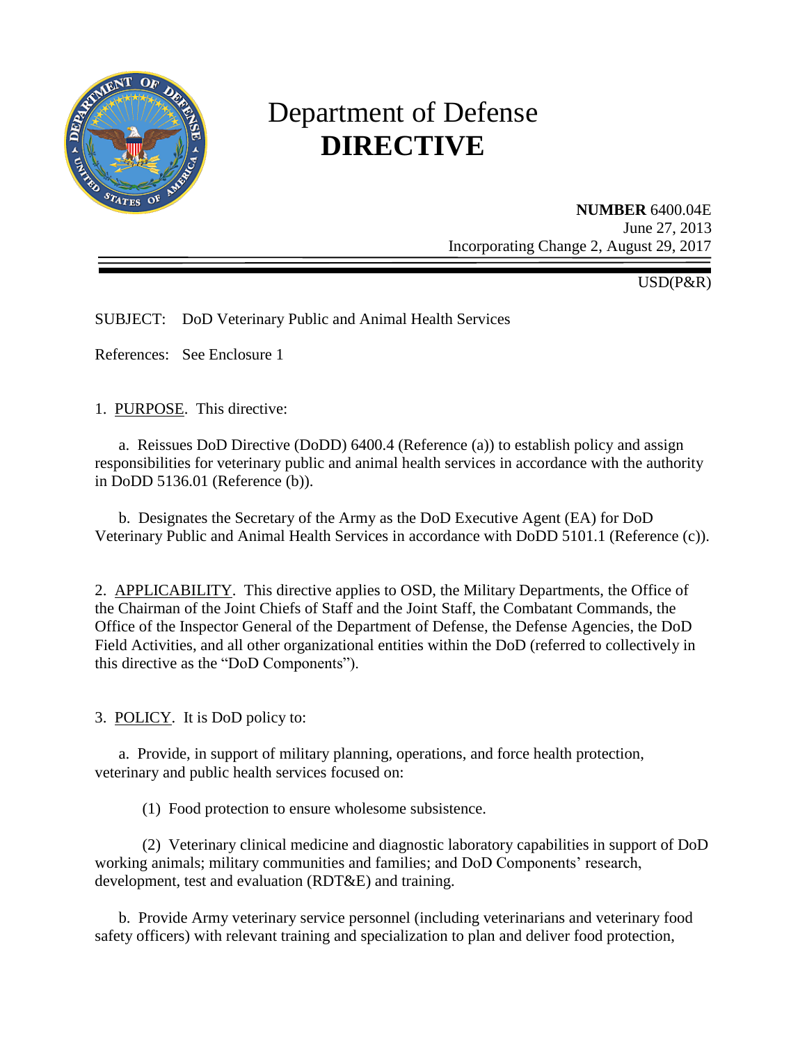# Department of Defense **DIRECTIVE**

**NUMBER** 6400.04E
June 27, 2013
Incorporating Change 2, August 29, 2017

USD(P&R)

SUBJECT: DoD Veterinary Public and Animal Health Services

References: See Enclosure 1

1. PURPOSE. This directive:

a. Reissues DoD Directive (DoDD) 6400.4 (Reference (a)) to establish policy and assign responsibilities for veterinary public and animal health services in accordance with the authority in DoDD 5136.01 (Reference (b)).

b. Designates the Secretary of the Army as the DoD Executive Agent (EA) for DoD Veterinary Public and Animal Health Services in accordance with DoDD 5101.1 (Reference (c)).

2. APPLICABILITY. This directive applies to OSD, the Military Departments, the Office of the Chairman of the Joint Chiefs of Staff and the Joint Staff, the Combatant Commands, the Office of the Inspector General of the Department of Defense, the Defense Agencies, the DoD Field Activities, and all other organizational entities within the DoD (referred to collectively in this directive as the "DoD Components").

3. POLICY. It is DoD policy to:

a. Provide, in support of military planning, operations, and force health protection, veterinary and public health services focused on:

(1) Food protection to ensure wholesome subsistence.

(2) Veterinary clinical medicine and diagnostic laboratory capabilities in support of DoD working animals; military communities and families; and DoD Components' research, development, test and evaluation (RDT&E) and training.

b. Provide Army veterinary service personnel (including veterinarians and veterinary food safety officers) with relevant training and specialization to plan and deliver food protection,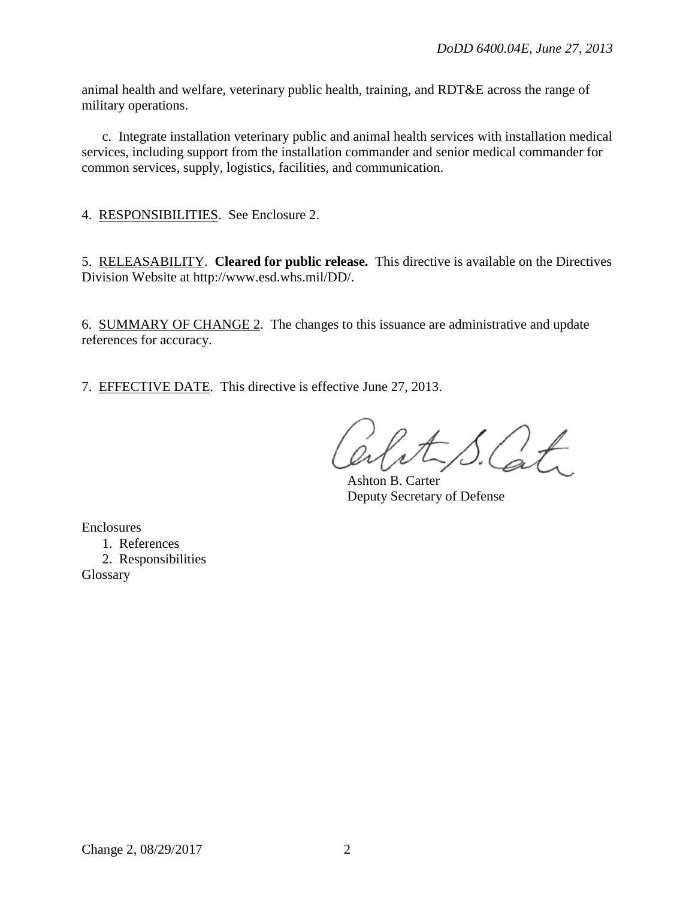animal health and welfare, veterinary public health, training, and RDT&E across the range of military operations.

c. Integrate installation veterinary public and animal health services with installation medical services, including support from the installation commander and senior medical commander for common services, supply, logistics, facilities, and communication.

4. RESPONSIBILITIES. See Enclosure 2.

5. RELEASABILITY. **Cleared for public release.** This directive is available on the Directives Division Website at http://www.esd.whs.mil/DD/.

6. SUMMARY OF CHANGE 2. The changes to this issuance are administrative and update references for accuracy.

7. EFFECTIVE DATE. This directive is effective June 27, 2013.

Ashton B. Carter
Deputy Secretary of Defense

Enclosures
1. References
2. Responsibilities

Glossary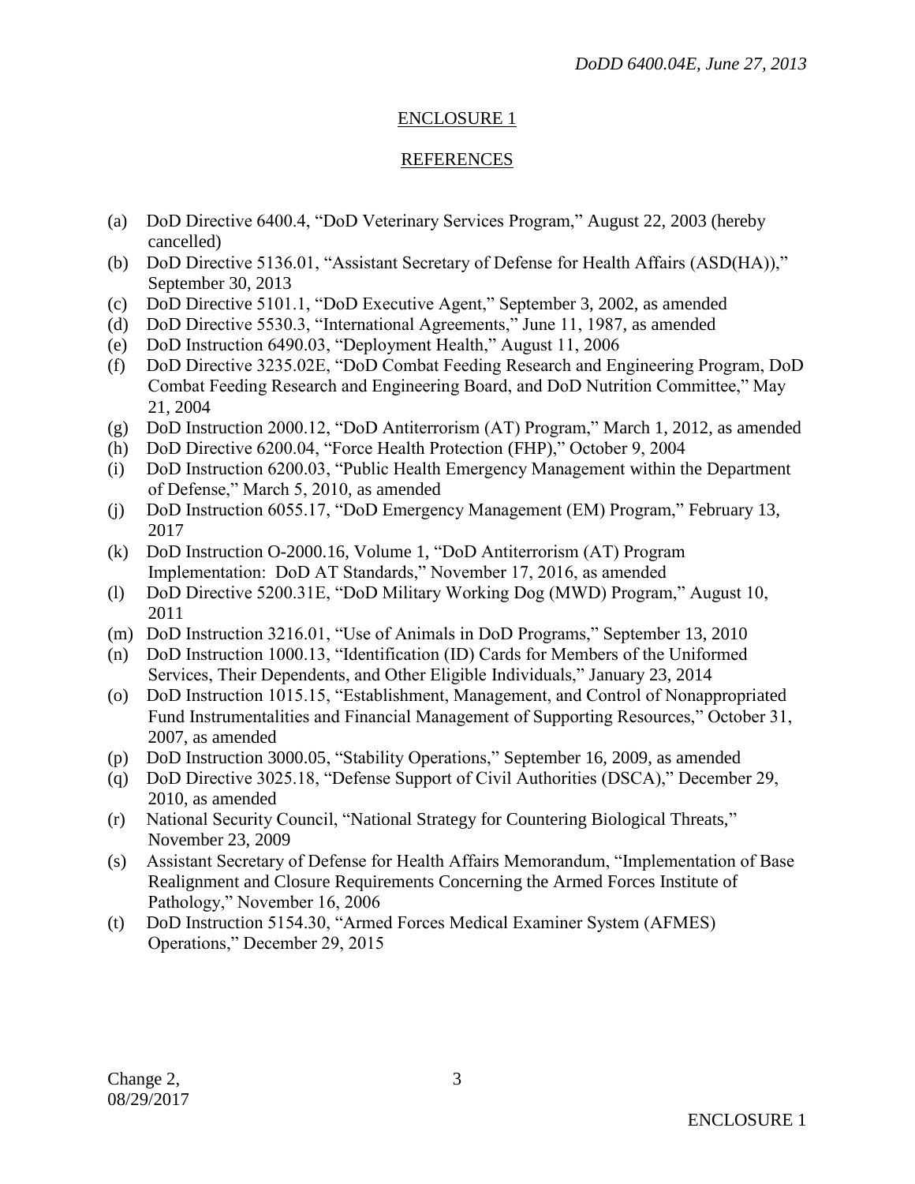## ENCLOSURE 1

## REFERENCES

(a) DoD Directive 6400.4, "DoD Veterinary Services Program," August 22, 2003 (hereby cancelled)
(b) DoD Directive 5136.01, "Assistant Secretary of Defense for Health Affairs (ASD(HA))," September 30, 2013
(c) DoD Directive 5101.1, "DoD Executive Agent," September 3, 2002, as amended
(d) DoD Directive 5530.3, "International Agreements," June 11, 1987, as amended
(e) DoD Instruction 6490.03, "Deployment Health," August 11, 2006
(f) DoD Directive 3235.02E, "DoD Combat Feeding Research and Engineering Program, DoD Combat Feeding Research and Engineering Board, and DoD Nutrition Committee," May 21, 2004
(g) DoD Instruction 2000.12, "DoD Antiterrorism (AT) Program," March 1, 2012, as amended
(h) DoD Directive 6200.04, "Force Health Protection (FHP)," October 9, 2004
(i) DoD Instruction 6200.03, "Public Health Emergency Management within the Department of Defense," March 5, 2010, as amended
(j) DoD Instruction 6055.17, "DoD Emergency Management (EM) Program," February 13, 2017
(k) DoD Instruction O-2000.16, Volume 1, "DoD Antiterrorism (AT) Program Implementation: DoD AT Standards," November 17, 2016, as amended
(l) DoD Directive 5200.31E, "DoD Military Working Dog (MWD) Program," August 10, 2011
(m) DoD Instruction 3216.01, "Use of Animals in DoD Programs," September 13, 2010
(n) DoD Instruction 1000.13, "Identification (ID) Cards for Members of the Uniformed Services, Their Dependents, and Other Eligible Individuals," January 23, 2014
(o) DoD Instruction 1015.15, "Establishment, Management, and Control of Nonappropriated Fund Instrumentalities and Financial Management of Supporting Resources," October 31, 2007, as amended
(p) DoD Instruction 3000.05, "Stability Operations," September 16, 2009, as amended
(q) DoD Directive 3025.18, "Defense Support of Civil Authorities (DSCA)," December 29, 2010, as amended
(r) National Security Council, "National Strategy for Countering Biological Threats," November 23, 2009
(s) Assistant Secretary of Defense for Health Affairs Memorandum, "Implementation of Base Realignment and Closure Requirements Concerning the Armed Forces Institute of Pathology," November 16, 2006
(t) DoD Instruction 5154.30, "Armed Forces Medical Examiner System (AFMES) Operations," December 29, 2015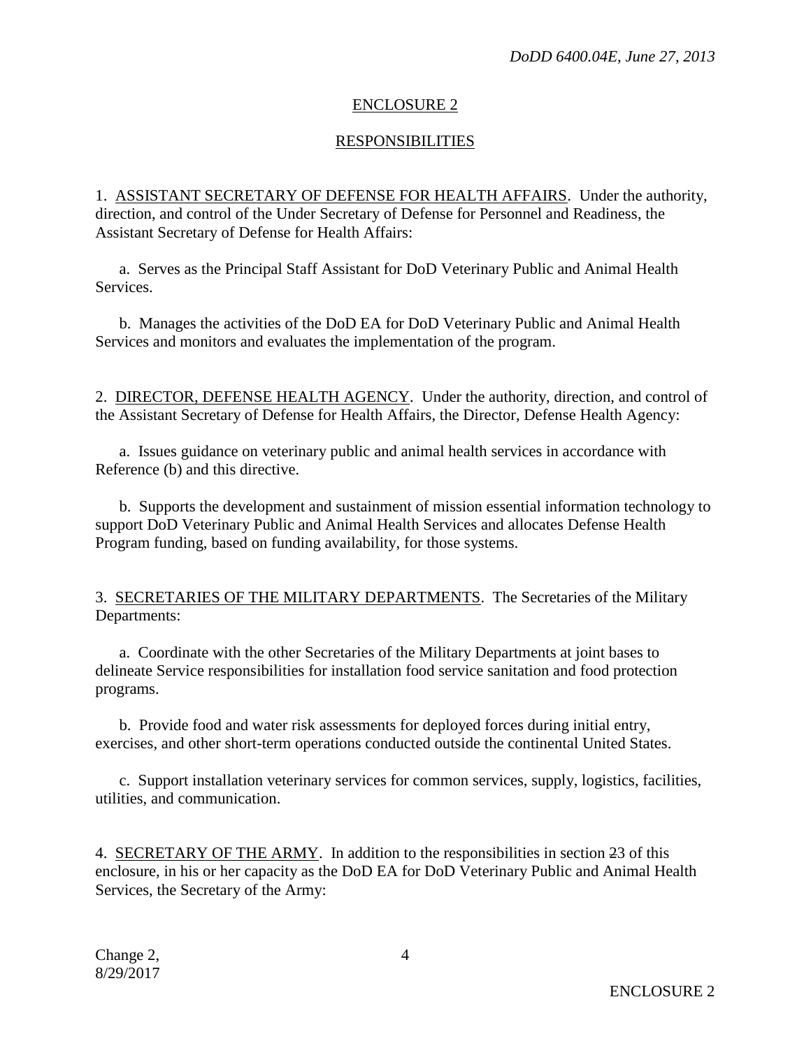## ENCLOSURE 2

## RESPONSIBILITIES

1. ASSISTANT SECRETARY OF DEFENSE FOR HEALTH AFFAIRS. Under the authority, direction, and control of the Under Secretary of Defense for Personnel and Readiness, the Assistant Secretary of Defense for Health Affairs:

   a. Serves as the Principal Staff Assistant for DoD Veterinary Public and Animal Health Services.

   b. Manages the activities of the DoD EA for DoD Veterinary Public and Animal Health Services and monitors and evaluates the implementation of the program.

2. DIRECTOR, DEFENSE HEALTH AGENCY. Under the authority, direction, and control of the Assistant Secretary of Defense for Health Affairs, the Director, Defense Health Agency:

   a. Issues guidance on veterinary public and animal health services in accordance with Reference (b) and this directive.

   b. Supports the development and sustainment of mission essential information technology to support DoD Veterinary Public and Animal Health Services and allocates Defense Health Program funding, based on funding availability, for those systems.

3. SECRETARIES OF THE MILITARY DEPARTMENTS. The Secretaries of the Military Departments:

   a. Coordinate with the other Secretaries of the Military Departments at joint bases to delineate Service responsibilities for installation food service sanitation and food protection programs.

   b. Provide food and water risk assessments for deployed forces during initial entry, exercises, and other short-term operations conducted outside the continental United States.

   c. Support installation veterinary services for common services, supply, logistics, facilities, utilities, and communication.

4. SECRETARY OF THE ARMY. In addition to the responsibilities in section ~~2~~3 of this enclosure, in his or her capacity as the DoD EA for DoD Veterinary Public and Animal Health Services, the Secretary of the Army: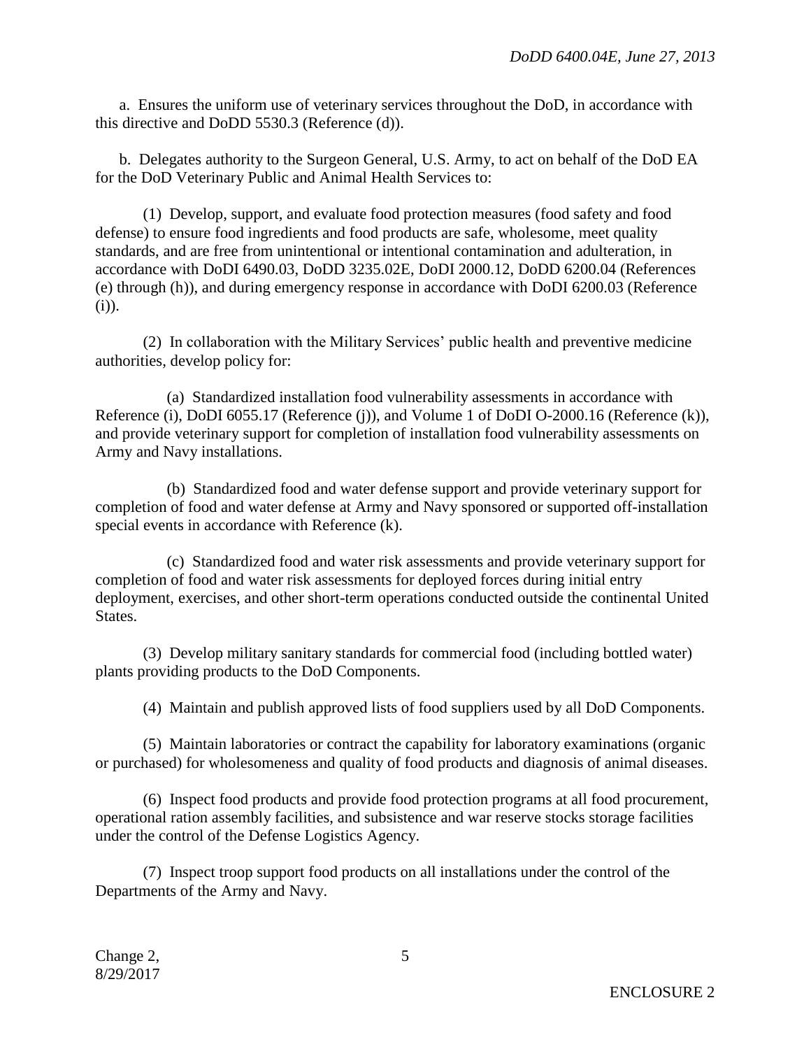a. Ensures the uniform use of veterinary services throughout the DoD, in accordance with this directive and DoDD 5530.3 (Reference (d)).

b. Delegates authority to the Surgeon General, U.S. Army, to act on behalf of the DoD EA for the DoD Veterinary Public and Animal Health Services to:

(1) Develop, support, and evaluate food protection measures (food safety and food defense) to ensure food ingredients and food products are safe, wholesome, meet quality standards, and are free from unintentional or intentional contamination and adulteration, in accordance with DoDI 6490.03, DoDD 3235.02E, DoDI 2000.12, DoDD 6200.04 (References (e) through (h)), and during emergency response in accordance with DoDI 6200.03 (Reference (i)).

(2) In collaboration with the Military Services' public health and preventive medicine authorities, develop policy for:

(a) Standardized installation food vulnerability assessments in accordance with Reference (i), DoDI 6055.17 (Reference (j)), and Volume 1 of DoDI O-2000.16 (Reference (k)), and provide veterinary support for completion of installation food vulnerability assessments on Army and Navy installations.

(b) Standardized food and water defense support and provide veterinary support for completion of food and water defense at Army and Navy sponsored or supported off-installation special events in accordance with Reference (k).

(c) Standardized food and water risk assessments and provide veterinary support for completion of food and water risk assessments for deployed forces during initial entry deployment, exercises, and other short-term operations conducted outside the continental United States.

(3) Develop military sanitary standards for commercial food (including bottled water) plants providing products to the DoD Components.

(4) Maintain and publish approved lists of food suppliers used by all DoD Components.

(5) Maintain laboratories or contract the capability for laboratory examinations (organic or purchased) for wholesomeness and quality of food products and diagnosis of animal diseases.

(6) Inspect food products and provide food protection programs at all food procurement, operational ration assembly facilities, and subsistence and war reserve stocks storage facilities under the control of the Defense Logistics Agency.

(7) Inspect troop support food products on all installations under the control of the Departments of the Army and Navy.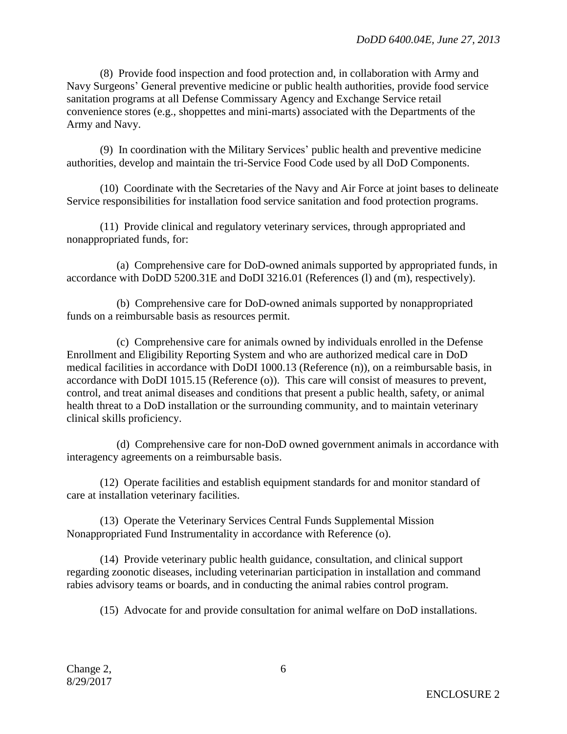(8) Provide food inspection and food protection and, in collaboration with Army and Navy Surgeons' General preventive medicine or public health authorities, provide food service sanitation programs at all Defense Commissary Agency and Exchange Service retail convenience stores (e.g., shoppettes and mini-marts) associated with the Departments of the Army and Navy.

(9) In coordination with the Military Services' public health and preventive medicine authorities, develop and maintain the tri-Service Food Code used by all DoD Components.

(10) Coordinate with the Secretaries of the Navy and Air Force at joint bases to delineate Service responsibilities for installation food service sanitation and food protection programs.

(11) Provide clinical and regulatory veterinary services, through appropriated and nonappropriated funds, for:

(a) Comprehensive care for DoD-owned animals supported by appropriated funds, in accordance with DoDD 5200.31E and DoDI 3216.01 (References (l) and (m), respectively).

(b) Comprehensive care for DoD-owned animals supported by nonappropriated funds on a reimbursable basis as resources permit.

(c) Comprehensive care for animals owned by individuals enrolled in the Defense Enrollment and Eligibility Reporting System and who are authorized medical care in DoD medical facilities in accordance with DoDI 1000.13 (Reference (n)), on a reimbursable basis, in accordance with DoDI 1015.15 (Reference (o)). This care will consist of measures to prevent, control, and treat animal diseases and conditions that present a public health, safety, or animal health threat to a DoD installation or the surrounding community, and to maintain veterinary clinical skills proficiency.

(d) Comprehensive care for non-DoD owned government animals in accordance with interagency agreements on a reimbursable basis.

(12) Operate facilities and establish equipment standards for and monitor standard of care at installation veterinary facilities.

(13) Operate the Veterinary Services Central Funds Supplemental Mission Nonappropriated Fund Instrumentality in accordance with Reference (o).

(14) Provide veterinary public health guidance, consultation, and clinical support regarding zoonotic diseases, including veterinarian participation in installation and command rabies advisory teams or boards, and in conducting the animal rabies control program.

(15) Advocate for and provide consultation for animal welfare on DoD installations.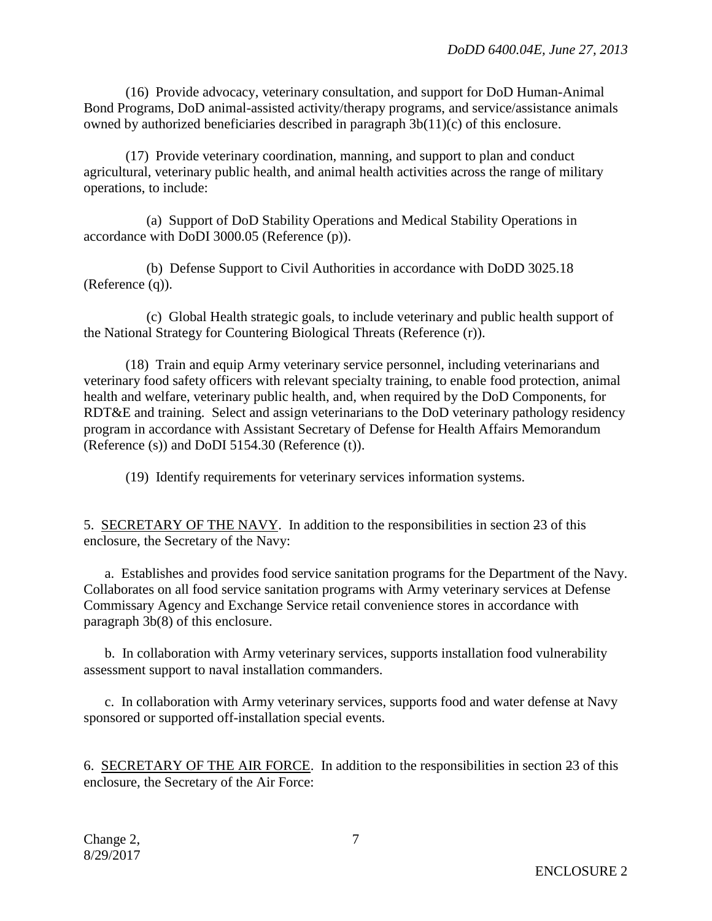(16) Provide advocacy, veterinary consultation, and support for DoD Human-Animal Bond Programs, DoD animal-assisted activity/therapy programs, and service/assistance animals owned by authorized beneficiaries described in paragraph 3b(11)(c) of this enclosure.

(17) Provide veterinary coordination, manning, and support to plan and conduct agricultural, veterinary public health, and animal health activities across the range of military operations, to include:

(a) Support of DoD Stability Operations and Medical Stability Operations in accordance with DoDI 3000.05 (Reference (p)).

(b) Defense Support to Civil Authorities in accordance with DoDD 3025.18 (Reference (q)).

(c) Global Health strategic goals, to include veterinary and public health support of the National Strategy for Countering Biological Threats (Reference (r)).

(18) Train and equip Army veterinary service personnel, including veterinarians and veterinary food safety officers with relevant specialty training, to enable food protection, animal health and welfare, veterinary public health, and, when required by the DoD Components, for RDT&E and training. Select and assign veterinarians to the DoD veterinary pathology residency program in accordance with Assistant Secretary of Defense for Health Affairs Memorandum (Reference (s)) and DoDI 5154.30 (Reference (t)).

(19) Identify requirements for veterinary services information systems.

5. SECRETARY OF THE NAVY. In addition to the responsibilities in section ~~2~~3 of this enclosure, the Secretary of the Navy:

a. Establishes and provides food service sanitation programs for the Department of the Navy. Collaborates on all food service sanitation programs with Army veterinary services at Defense Commissary Agency and Exchange Service retail convenience stores in accordance with paragraph 3b(8) of this enclosure.

b. In collaboration with Army veterinary services, supports installation food vulnerability assessment support to naval installation commanders.

c. In collaboration with Army veterinary services, supports food and water defense at Navy sponsored or supported off-installation special events.

6. SECRETARY OF THE AIR FORCE. In addition to the responsibilities in section ~~2~~3 of this enclosure, the Secretary of the Air Force: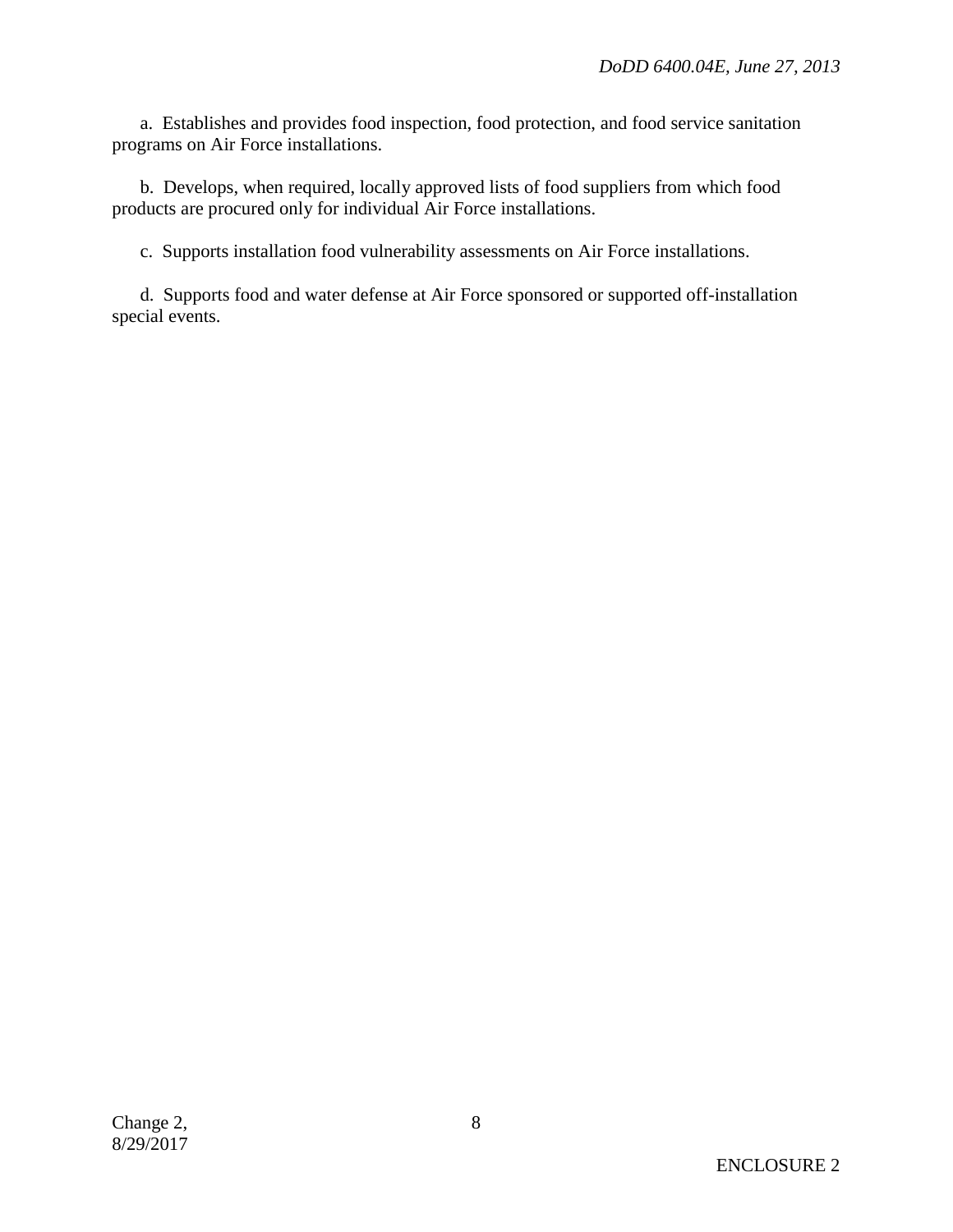a. Establishes and provides food inspection, food protection, and food service sanitation programs on Air Force installations.

b. Develops, when required, locally approved lists of food suppliers from which food products are procured only for individual Air Force installations.

c. Supports installation food vulnerability assessments on Air Force installations.

d. Supports food and water defense at Air Force sponsored or supported off-installation special events.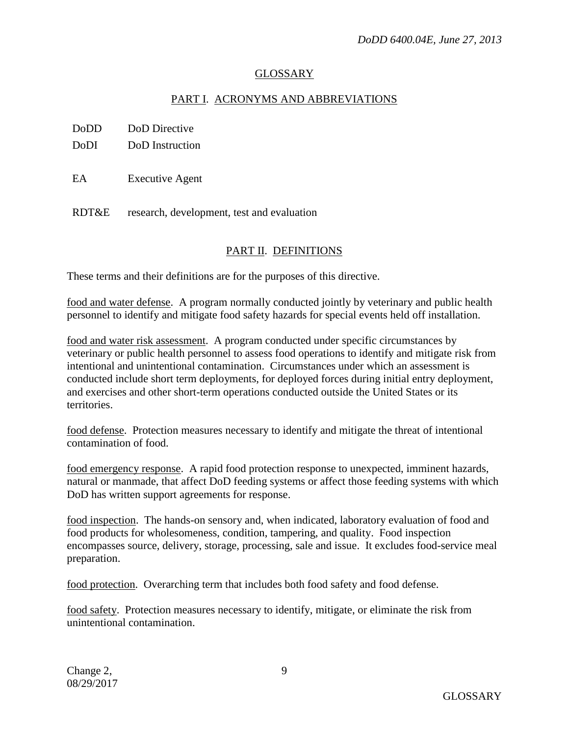# GLOSSARY

## PART I. ACRONYMS AND ABBREVIATIONS

| | |
|---|---|
| DoDD | DoD Directive |
| DoDI | DoD Instruction |
| EA | Executive Agent |
| RDT&E | research, development, test and evaluation |

## PART II. DEFINITIONS

These terms and their definitions are for the purposes of this directive.

food and water defense. A program normally conducted jointly by veterinary and public health personnel to identify and mitigate food safety hazards for special events held off installation.

food and water risk assessment. A program conducted under specific circumstances by veterinary or public health personnel to assess food operations to identify and mitigate risk from intentional and unintentional contamination. Circumstances under which an assessment is conducted include short term deployments, for deployed forces during initial entry deployment, and exercises and other short-term operations conducted outside the United States or its territories.

food defense. Protection measures necessary to identify and mitigate the threat of intentional contamination of food.

food emergency response. A rapid food protection response to unexpected, imminent hazards, natural or manmade, that affect DoD feeding systems or affect those feeding systems with which DoD has written support agreements for response.

food inspection. The hands-on sensory and, when indicated, laboratory evaluation of food and food products for wholesomeness, condition, tampering, and quality. Food inspection encompasses source, delivery, storage, processing, sale and issue. It excludes food-service meal preparation.

food protection. Overarching term that includes both food safety and food defense.

food safety. Protection measures necessary to identify, mitigate, or eliminate the risk from unintentional contamination.

Change 2, 08/29/2017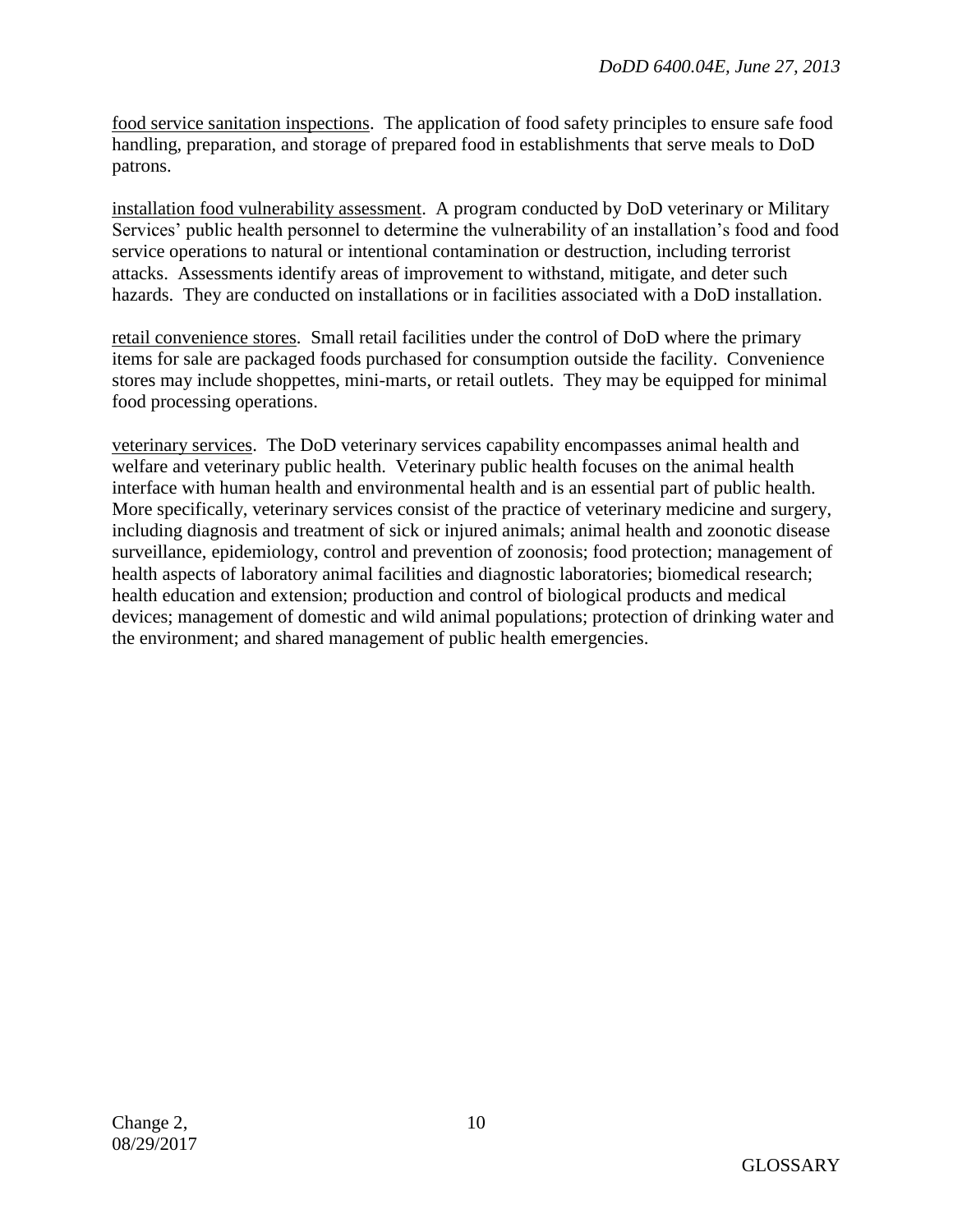food service sanitation inspections. The application of food safety principles to ensure safe food handling, preparation, and storage of prepared food in establishments that serve meals to DoD patrons.

installation food vulnerability assessment. A program conducted by DoD veterinary or Military Services' public health personnel to determine the vulnerability of an installation's food and food service operations to natural or intentional contamination or destruction, including terrorist attacks. Assessments identify areas of improvement to withstand, mitigate, and deter such hazards. They are conducted on installations or in facilities associated with a DoD installation.

retail convenience stores. Small retail facilities under the control of DoD where the primary items for sale are packaged foods purchased for consumption outside the facility. Convenience stores may include shoppettes, mini-marts, or retail outlets. They may be equipped for minimal food processing operations.

veterinary services. The DoD veterinary services capability encompasses animal health and welfare and veterinary public health. Veterinary public health focuses on the animal health interface with human health and environmental health and is an essential part of public health. More specifically, veterinary services consist of the practice of veterinary medicine and surgery, including diagnosis and treatment of sick or injured animals; animal health and zoonotic disease surveillance, epidemiology, control and prevention of zoonosis; food protection; management of health aspects of laboratory animal facilities and diagnostic laboratories; biomedical research; health education and extension; production and control of biological products and medical devices; management of domestic and wild animal populations; protection of drinking water and the environment; and shared management of public health emergencies.